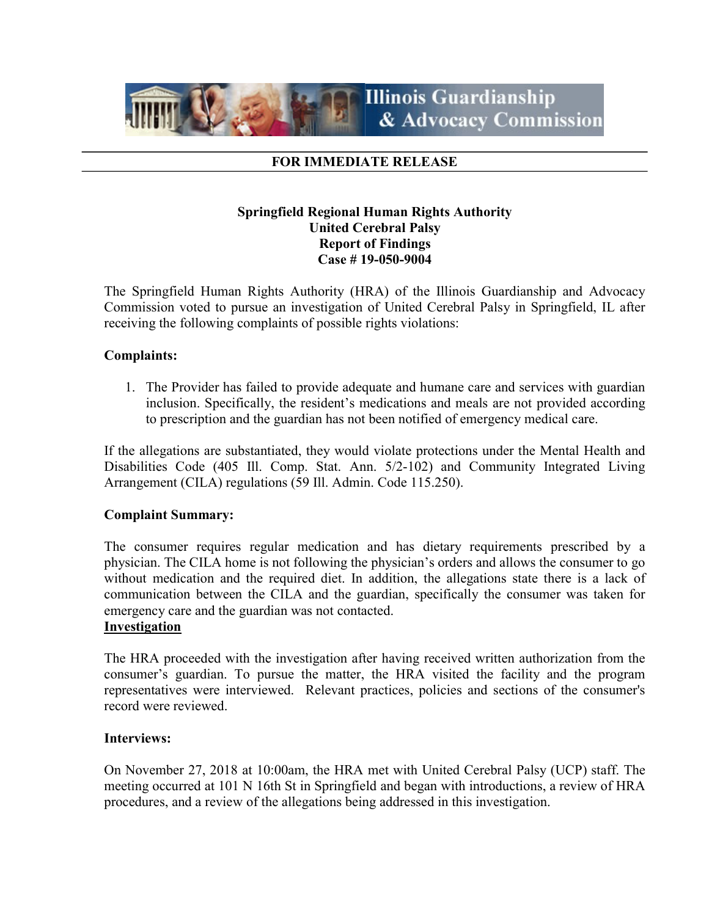Illinois Guardianship & Advocacy Commission

**FOR IMMEDIATE RELEASE**

**Springfield Regional Human Rights Authority**
**United Cerebral Palsy**
**Report of Findings**
**Case # 19-050-9004**

The Springfield Human Rights Authority (HRA) of the Illinois Guardianship and Advocacy Commission voted to pursue an investigation of United Cerebral Palsy in Springfield, IL after receiving the following complaints of possible rights violations:

**Complaints:**

1. The Provider has failed to provide adequate and humane care and services with guardian inclusion. Specifically, the resident's medications and meals are not provided according to prescription and the guardian has not been notified of emergency medical care.

If the allegations are substantiated, they would violate protections under the Mental Health and Disabilities Code (405 Ill. Comp. Stat. Ann. 5/2-102) and Community Integrated Living Arrangement (CILA) regulations (59 Ill. Admin. Code 115.250).

**Complaint Summary:**

The consumer requires regular medication and has dietary requirements prescribed by a physician. The CILA home is not following the physician's orders and allows the consumer to go without medication and the required diet. In addition, the allegations state there is a lack of communication between the CILA and the guardian, specifically the consumer was taken for emergency care and the guardian was not contacted.

**Investigation**

The HRA proceeded with the investigation after having received written authorization from the consumer's guardian. To pursue the matter, the HRA visited the facility and the program representatives were interviewed. Relevant practices, policies and sections of the consumer's record were reviewed.

**Interviews:**

On November 27, 2018 at 10:00am, the HRA met with United Cerebral Palsy (UCP) staff. The meeting occurred at 101 N 16th St in Springfield and began with introductions, a review of HRA procedures, and a review of the allegations being addressed in this investigation.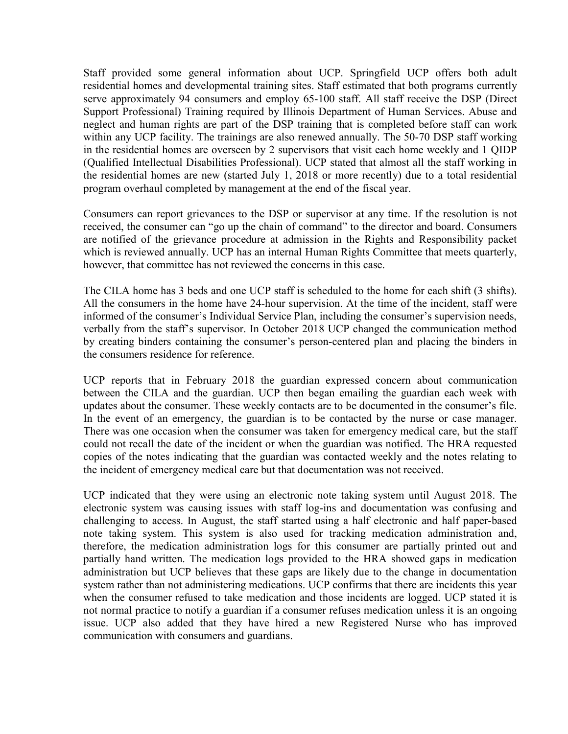Staff provided some general information about UCP. Springfield UCP offers both adult residential homes and developmental training sites. Staff estimated that both programs currently serve approximately 94 consumers and employ 65-100 staff. All staff receive the DSP (Direct Support Professional) Training required by Illinois Department of Human Services. Abuse and neglect and human rights are part of the DSP training that is completed before staff can work within any UCP facility. The trainings are also renewed annually. The 50-70 DSP staff working in the residential homes are overseen by 2 supervisors that visit each home weekly and 1 QIDP (Qualified Intellectual Disabilities Professional). UCP stated that almost all the staff working in the residential homes are new (started July 1, 2018 or more recently) due to a total residential program overhaul completed by management at the end of the fiscal year.

Consumers can report grievances to the DSP or supervisor at any time. If the resolution is not received, the consumer can "go up the chain of command" to the director and board. Consumers are notified of the grievance procedure at admission in the Rights and Responsibility packet which is reviewed annually. UCP has an internal Human Rights Committee that meets quarterly, however, that committee has not reviewed the concerns in this case.

The CILA home has 3 beds and one UCP staff is scheduled to the home for each shift (3 shifts). All the consumers in the home have 24-hour supervision. At the time of the incident, staff were informed of the consumer's Individual Service Plan, including the consumer's supervision needs, verbally from the staff's supervisor. In October 2018 UCP changed the communication method by creating binders containing the consumer's person-centered plan and placing the binders in the consumers residence for reference.

UCP reports that in February 2018 the guardian expressed concern about communication between the CILA and the guardian. UCP then began emailing the guardian each week with updates about the consumer. These weekly contacts are to be documented in the consumer's file. In the event of an emergency, the guardian is to be contacted by the nurse or case manager. There was one occasion when the consumer was taken for emergency medical care, but the staff could not recall the date of the incident or when the guardian was notified. The HRA requested copies of the notes indicating that the guardian was contacted weekly and the notes relating to the incident of emergency medical care but that documentation was not received.

UCP indicated that they were using an electronic note taking system until August 2018. The electronic system was causing issues with staff log-ins and documentation was confusing and challenging to access. In August, the staff started using a half electronic and half paper-based note taking system. This system is also used for tracking medication administration and, therefore, the medication administration logs for this consumer are partially printed out and partially hand written. The medication logs provided to the HRA showed gaps in medication administration but UCP believes that these gaps are likely due to the change in documentation system rather than not administering medications. UCP confirms that there are incidents this year when the consumer refused to take medication and those incidents are logged. UCP stated it is not normal practice to notify a guardian if a consumer refuses medication unless it is an ongoing issue. UCP also added that they have hired a new Registered Nurse who has improved communication with consumers and guardians.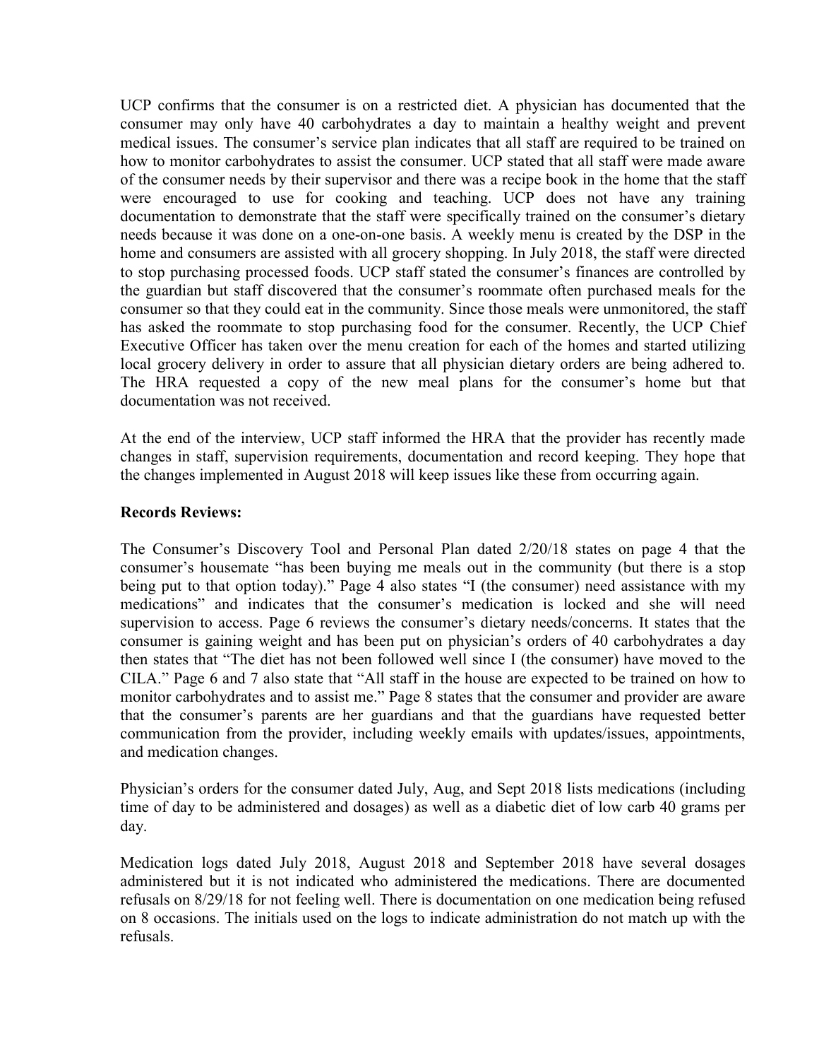UCP confirms that the consumer is on a restricted diet. A physician has documented that the consumer may only have 40 carbohydrates a day to maintain a healthy weight and prevent medical issues. The consumer's service plan indicates that all staff are required to be trained on how to monitor carbohydrates to assist the consumer. UCP stated that all staff were made aware of the consumer needs by their supervisor and there was a recipe book in the home that the staff were encouraged to use for cooking and teaching. UCP does not have any training documentation to demonstrate that the staff were specifically trained on the consumer's dietary needs because it was done on a one-on-one basis. A weekly menu is created by the DSP in the home and consumers are assisted with all grocery shopping. In July 2018, the staff were directed to stop purchasing processed foods. UCP staff stated the consumer's finances are controlled by the guardian but staff discovered that the consumer's roommate often purchased meals for the consumer so that they could eat in the community. Since those meals were unmonitored, the staff has asked the roommate to stop purchasing food for the consumer. Recently, the UCP Chief Executive Officer has taken over the menu creation for each of the homes and started utilizing local grocery delivery in order to assure that all physician dietary orders are being adhered to. The HRA requested a copy of the new meal plans for the consumer's home but that documentation was not received.

At the end of the interview, UCP staff informed the HRA that the provider has recently made changes in staff, supervision requirements, documentation and record keeping. They hope that the changes implemented in August 2018 will keep issues like these from occurring again.

**Records Reviews:**

The Consumer's Discovery Tool and Personal Plan dated 2/20/18 states on page 4 that the consumer's housemate "has been buying me meals out in the community (but there is a stop being put to that option today)." Page 4 also states "I (the consumer) need assistance with my medications" and indicates that the consumer's medication is locked and she will need supervision to access. Page 6 reviews the consumer's dietary needs/concerns. It states that the consumer is gaining weight and has been put on physician's orders of 40 carbohydrates a day then states that "The diet has not been followed well since I (the consumer) have moved to the CILA." Page 6 and 7 also state that "All staff in the house are expected to be trained on how to monitor carbohydrates and to assist me." Page 8 states that the consumer and provider are aware that the consumer's parents are her guardians and that the guardians have requested better communication from the provider, including weekly emails with updates/issues, appointments, and medication changes.

Physician's orders for the consumer dated July, Aug, and Sept 2018 lists medications (including time of day to be administered and dosages) as well as a diabetic diet of low carb 40 grams per day.

Medication logs dated July 2018, August 2018 and September 2018 have several dosages administered but it is not indicated who administered the medications. There are documented refusals on 8/29/18 for not feeling well. There is documentation on one medication being refused on 8 occasions. The initials used on the logs to indicate administration do not match up with the refusals.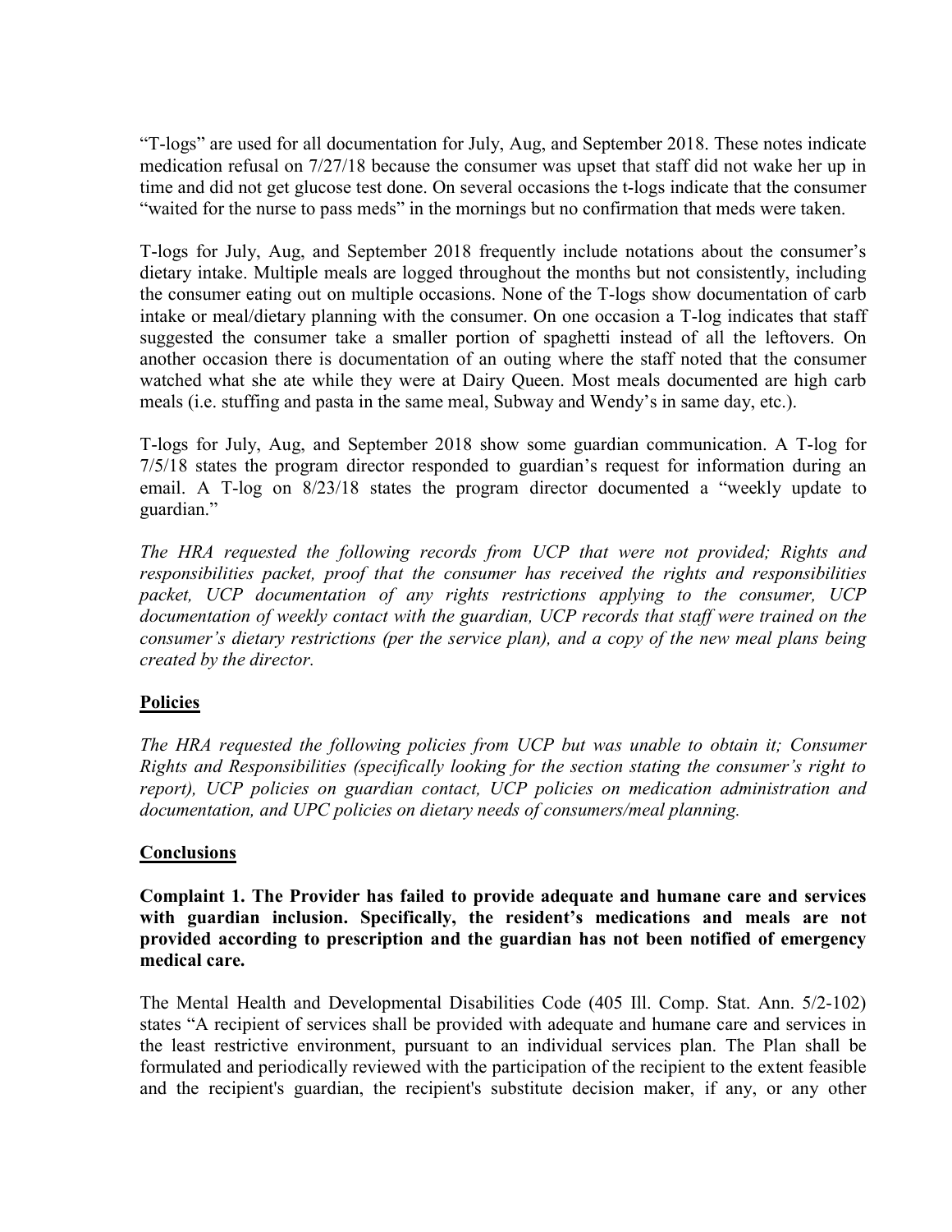"T-logs" are used for all documentation for July, Aug, and September 2018. These notes indicate medication refusal on 7/27/18 because the consumer was upset that staff did not wake her up in time and did not get glucose test done. On several occasions the t-logs indicate that the consumer "waited for the nurse to pass meds" in the mornings but no confirmation that meds were taken.

T-logs for July, Aug, and September 2018 frequently include notations about the consumer's dietary intake. Multiple meals are logged throughout the months but not consistently, including the consumer eating out on multiple occasions. None of the T-logs show documentation of carb intake or meal/dietary planning with the consumer. On one occasion a T-log indicates that staff suggested the consumer take a smaller portion of spaghetti instead of all the leftovers. On another occasion there is documentation of an outing where the staff noted that the consumer watched what she ate while they were at Dairy Queen. Most meals documented are high carb meals (i.e. stuffing and pasta in the same meal, Subway and Wendy's in same day, etc.).

T-logs for July, Aug, and September 2018 show some guardian communication. A T-log for 7/5/18 states the program director responded to guardian's request for information during an email. A T-log on 8/23/18 states the program director documented a "weekly update to guardian."

*The HRA requested the following records from UCP that were not provided; Rights and responsibilities packet, proof that the consumer has received the rights and responsibilities packet, UCP documentation of any rights restrictions applying to the consumer, UCP documentation of weekly contact with the guardian, UCP records that staff were trained on the consumer's dietary restrictions (per the service plan), and a copy of the new meal plans being created by the director.*

## Policies

*The HRA requested the following policies from UCP but was unable to obtain it; Consumer Rights and Responsibilities (specifically looking for the section stating the consumer's right to report), UCP policies on guardian contact, UCP policies on medication administration and documentation, and UPC policies on dietary needs of consumers/meal planning.*

## Conclusions

**Complaint 1. The Provider has failed to provide adequate and humane care and services with guardian inclusion. Specifically, the resident's medications and meals are not provided according to prescription and the guardian has not been notified of emergency medical care.**

The Mental Health and Developmental Disabilities Code (405 Ill. Comp. Stat. Ann. 5/2-102) states "A recipient of services shall be provided with adequate and humane care and services in the least restrictive environment, pursuant to an individual services plan. The Plan shall be formulated and periodically reviewed with the participation of the recipient to the extent feasible and the recipient's guardian, the recipient's substitute decision maker, if any, or any other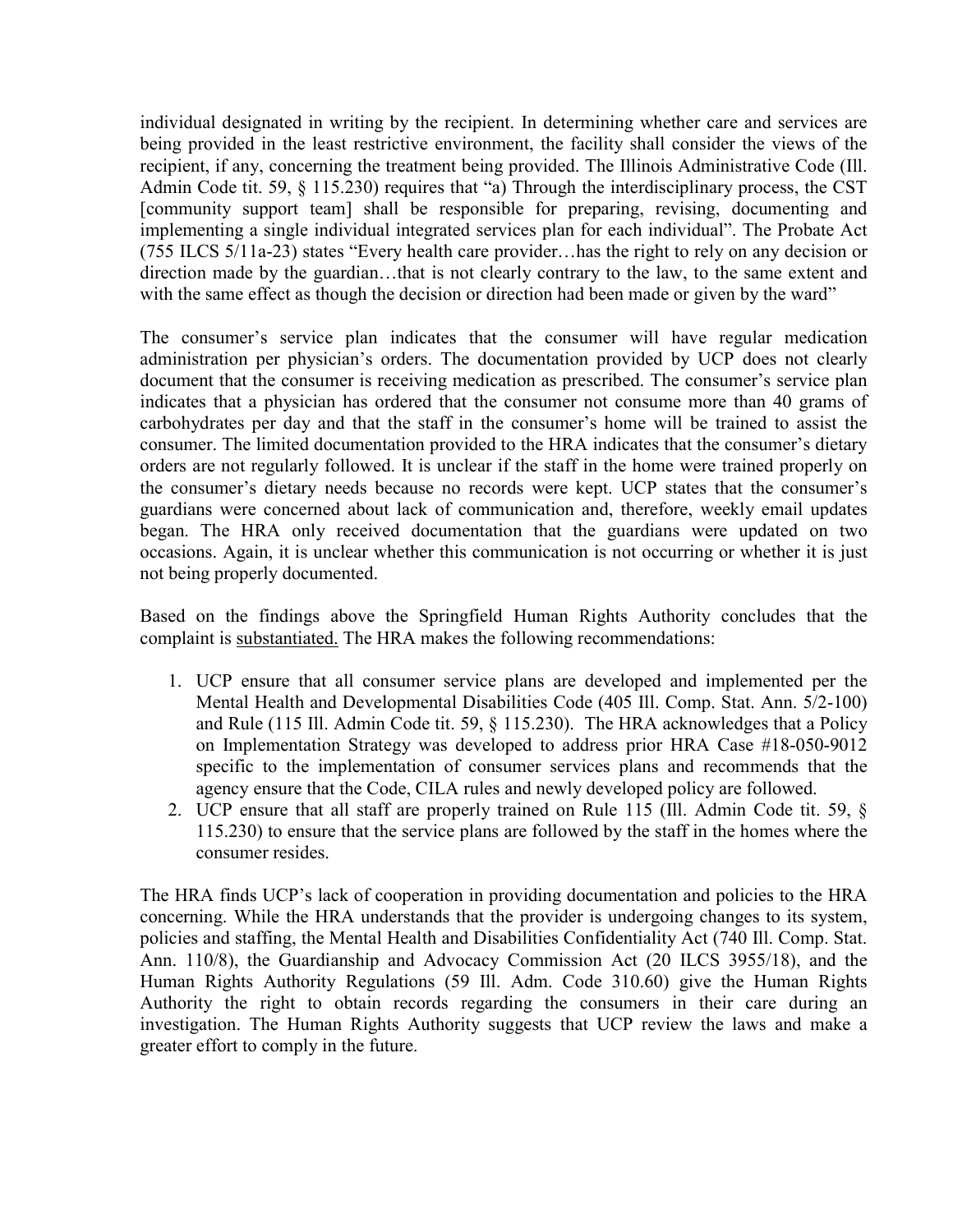individual designated in writing by the recipient. In determining whether care and services are being provided in the least restrictive environment, the facility shall consider the views of the recipient, if any, concerning the treatment being provided. The Illinois Administrative Code (Ill. Admin Code tit. 59, § 115.230) requires that "a) Through the interdisciplinary process, the CST [community support team] shall be responsible for preparing, revising, documenting and implementing a single individual integrated services plan for each individual". The Probate Act (755 ILCS 5/11a-23) states "Every health care provider…has the right to rely on any decision or direction made by the guardian…that is not clearly contrary to the law, to the same extent and with the same effect as though the decision or direction had been made or given by the ward"

The consumer's service plan indicates that the consumer will have regular medication administration per physician's orders. The documentation provided by UCP does not clearly document that the consumer is receiving medication as prescribed. The consumer's service plan indicates that a physician has ordered that the consumer not consume more than 40 grams of carbohydrates per day and that the staff in the consumer's home will be trained to assist the consumer. The limited documentation provided to the HRA indicates that the consumer's dietary orders are not regularly followed. It is unclear if the staff in the home were trained properly on the consumer's dietary needs because no records were kept. UCP states that the consumer's guardians were concerned about lack of communication and, therefore, weekly email updates began. The HRA only received documentation that the guardians were updated on two occasions. Again, it is unclear whether this communication is not occurring or whether it is just not being properly documented.

Based on the findings above the Springfield Human Rights Authority concludes that the complaint is substantiated. The HRA makes the following recommendations:

1. UCP ensure that all consumer service plans are developed and implemented per the Mental Health and Developmental Disabilities Code (405 Ill. Comp. Stat. Ann. 5/2-100) and Rule (115 Ill. Admin Code tit. 59, § 115.230). The HRA acknowledges that a Policy on Implementation Strategy was developed to address prior HRA Case #18-050-9012 specific to the implementation of consumer services plans and recommends that the agency ensure that the Code, CILA rules and newly developed policy are followed.
2. UCP ensure that all staff are properly trained on Rule 115 (Ill. Admin Code tit. 59, § 115.230) to ensure that the service plans are followed by the staff in the homes where the consumer resides.

The HRA finds UCP's lack of cooperation in providing documentation and policies to the HRA concerning. While the HRA understands that the provider is undergoing changes to its system, policies and staffing, the Mental Health and Disabilities Confidentiality Act (740 Ill. Comp. Stat. Ann. 110/8), the Guardianship and Advocacy Commission Act (20 ILCS 3955/18), and the Human Rights Authority Regulations (59 Ill. Adm. Code 310.60) give the Human Rights Authority the right to obtain records regarding the consumers in their care during an investigation. The Human Rights Authority suggests that UCP review the laws and make a greater effort to comply in the future.